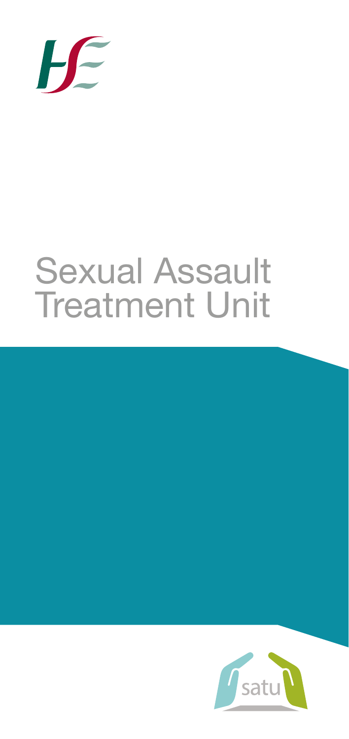# Sexual Assault Treatment Unit

satu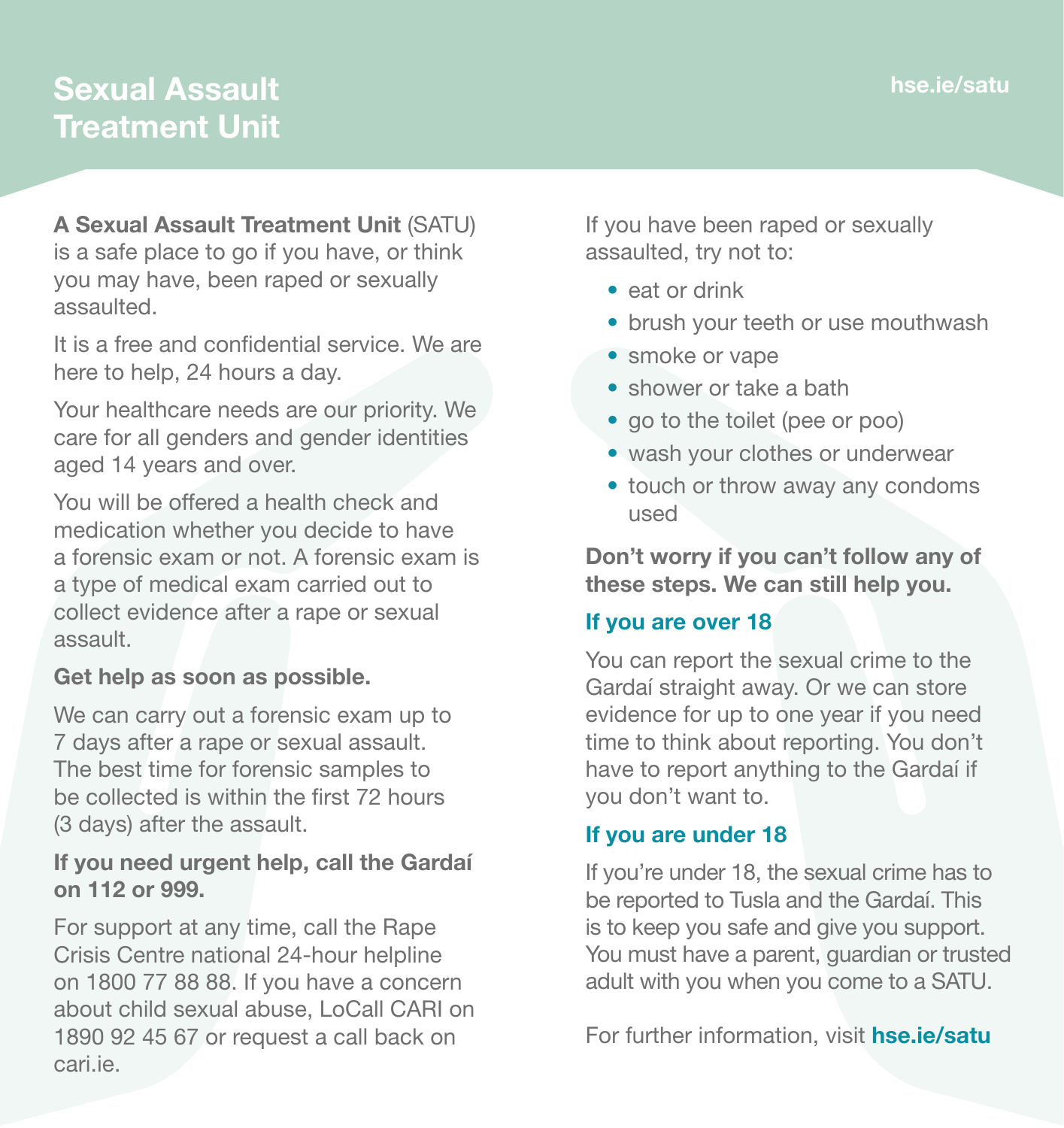# Sexual Assault Treatment Unit

hse.ie/satu

**A Sexual Assault Treatment Unit** (SATU) is a safe place to go if you have, or think you may have, been raped or sexually assaulted.

It is a free and confidential service. We are here to help, 24 hours a day.

Your healthcare needs are our priority. We care for all genders and gender identities aged 14 years and over.

You will be offered a health check and medication whether you decide to have a forensic exam or not. A forensic exam is a type of medical exam carried out to collect evidence after a rape or sexual assault.

**Get help as soon as possible.**

We can carry out a forensic exam up to 7 days after a rape or sexual assault. The best time for forensic samples to be collected is within the first 72 hours (3 days) after the assault.

**If you need urgent help, call the Gardaí on 112 or 999.**

For support at any time, call the Rape Crisis Centre national 24-hour helpline on 1800 77 88 88. If you have a concern about child sexual abuse, LoCall CARI on 1890 92 45 67 or request a call back on cari.ie.

If you have been raped or sexually assaulted, try not to:

- eat or drink
- brush your teeth or use mouthwash
- smoke or vape
- shower or take a bath
- go to the toilet (pee or poo)
- wash your clothes or underwear
- touch or throw away any condoms used

**Don't worry if you can't follow any of these steps. We can still help you.**

### If you are over 18

You can report the sexual crime to the Gardaí straight away. Or we can store evidence for up to one year if you need time to think about reporting. You don't have to report anything to the Gardaí if you don't want to.

### If you are under 18

If you're under 18, the sexual crime has to be reported to Tusla and the Gardaí. This is to keep you safe and give you support. You must have a parent, guardian or trusted adult with you when you come to a SATU.

For further information, visit **hse.ie/satu**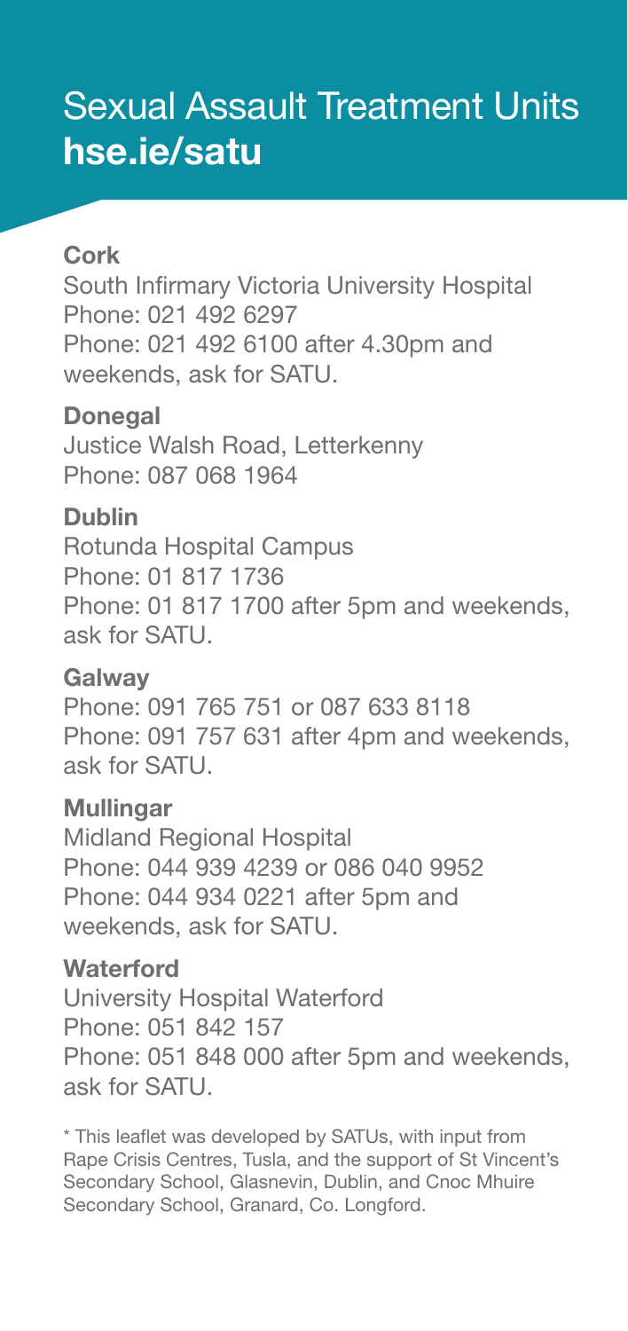# Sexual Assault Treatment Units **hse.ie/satu**

### Cork

South Infirmary Victoria University Hospital
Phone: 021 492 6297
Phone: 021 492 6100 after 4.30pm and weekends, ask for SATU.

### Donegal

Justice Walsh Road, Letterkenny
Phone: 087 068 1964

### Dublin

Rotunda Hospital Campus
Phone: 01 817 1736
Phone: 01 817 1700 after 5pm and weekends, ask for SATU.

### Galway

Phone: 091 765 751 or 087 633 8118
Phone: 091 757 631 after 4pm and weekends, ask for SATU.

### Mullingar

Midland Regional Hospital
Phone: 044 939 4239 or 086 040 9952
Phone: 044 934 0221 after 5pm and weekends, ask for SATU.

### Waterford

University Hospital Waterford
Phone: 051 842 157
Phone: 051 848 000 after 5pm and weekends, ask for SATU.

* This leaflet was developed by SATUs, with input from Rape Crisis Centres, Tusla, and the support of St Vincent's Secondary School, Glasnevin, Dublin, and Cnoc Mhuire Secondary School, Granard, Co. Longford.